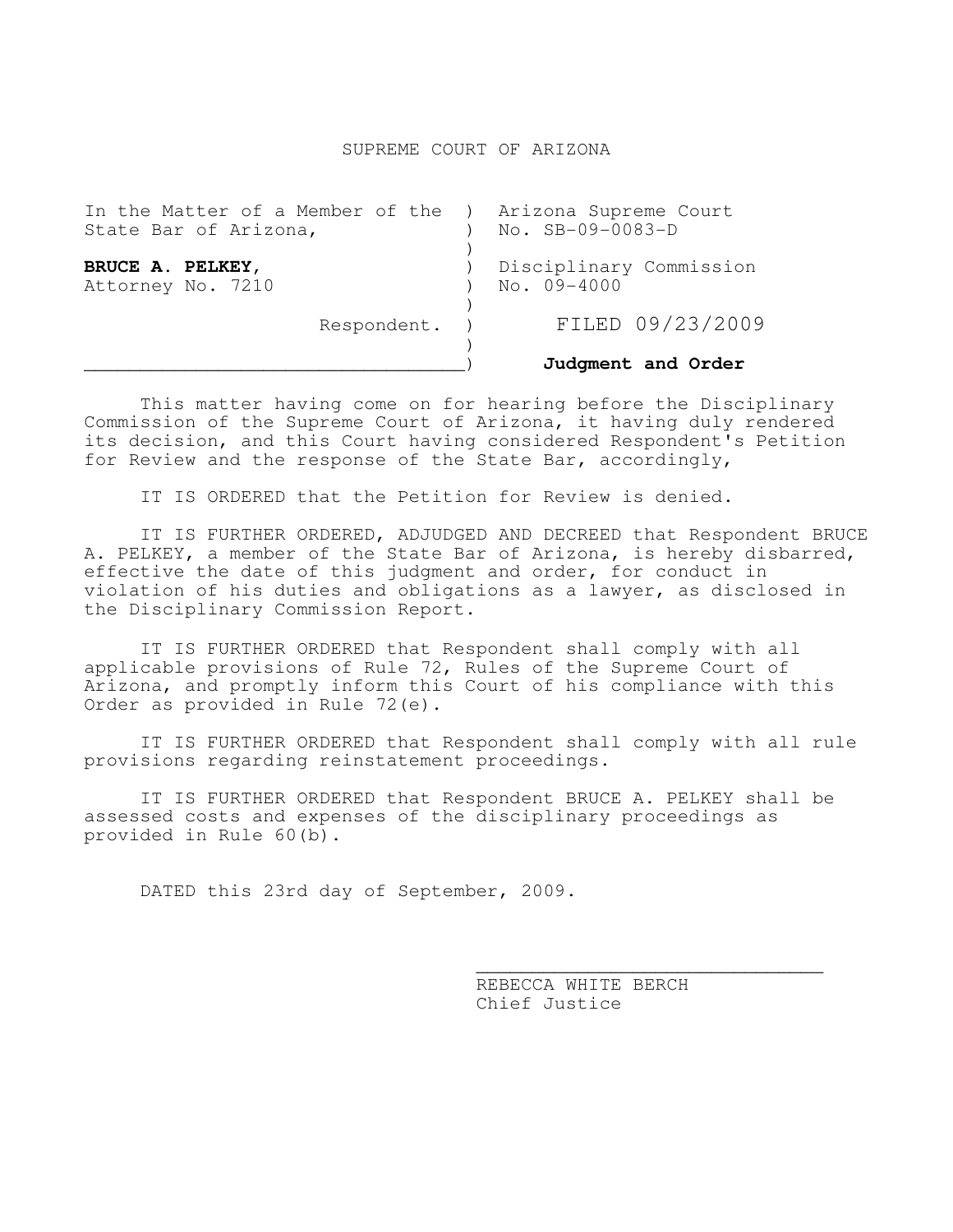# SUPREME COURT OF ARIZONA

| | |
|---|---|
| In the Matter of a Member of the State Bar of Arizona, | Arizona Supreme Court No. SB-09-0083-D |
| **BRUCE A. PELKEY,** Attorney No. 7210 | Disciplinary Commission No. 09-4000 |
| Respondent. | FILED 09/23/2009 |
| | **Judgment and Order** |

This matter having come on for hearing before the Disciplinary Commission of the Supreme Court of Arizona, it having duly rendered its decision, and this Court having considered Respondent's Petition for Review and the response of the State Bar, accordingly,

IT IS ORDERED that the Petition for Review is denied.

IT IS FURTHER ORDERED, ADJUDGED AND DECREED that Respondent BRUCE A. PELKEY, a member of the State Bar of Arizona, is hereby disbarred, effective the date of this judgment and order, for conduct in violation of his duties and obligations as a lawyer, as disclosed in the Disciplinary Commission Report.

IT IS FURTHER ORDERED that Respondent shall comply with all applicable provisions of Rule 72, Rules of the Supreme Court of Arizona, and promptly inform this Court of his compliance with this Order as provided in Rule 72(e).

IT IS FURTHER ORDERED that Respondent shall comply with all rule provisions regarding reinstatement proceedings.

IT IS FURTHER ORDERED that Respondent BRUCE A. PELKEY shall be assessed costs and expenses of the disciplinary proceedings as provided in Rule 60(b).

DATED this 23rd day of September, 2009.

REBECCA WHITE BERCH
Chief Justice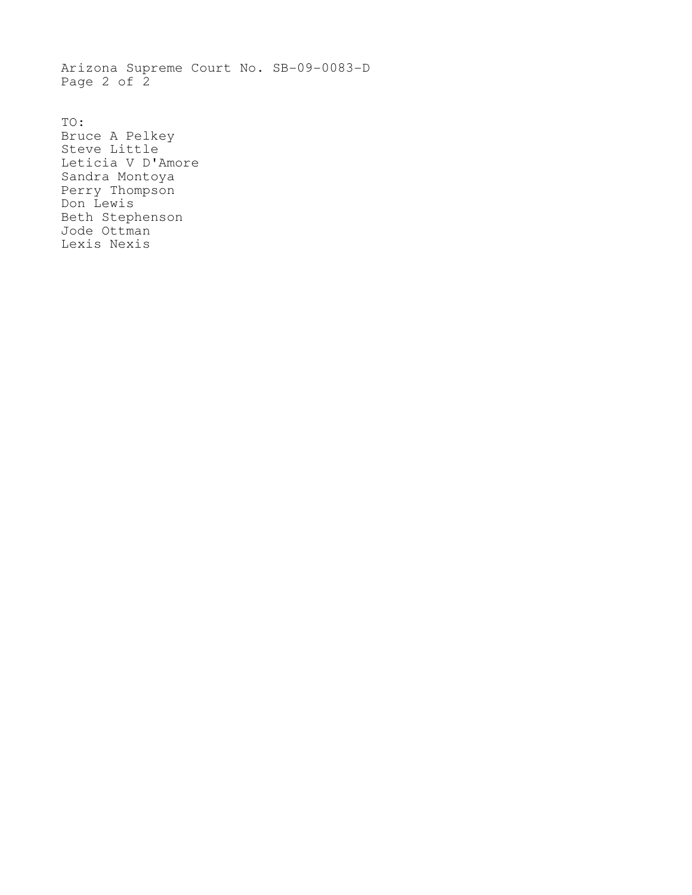TO:
Bruce A Pelkey
Steve Little
Leticia V D'Amore
Sandra Montoya
Perry Thompson
Don Lewis
Beth Stephenson
Jode Ottman
Lexis Nexis